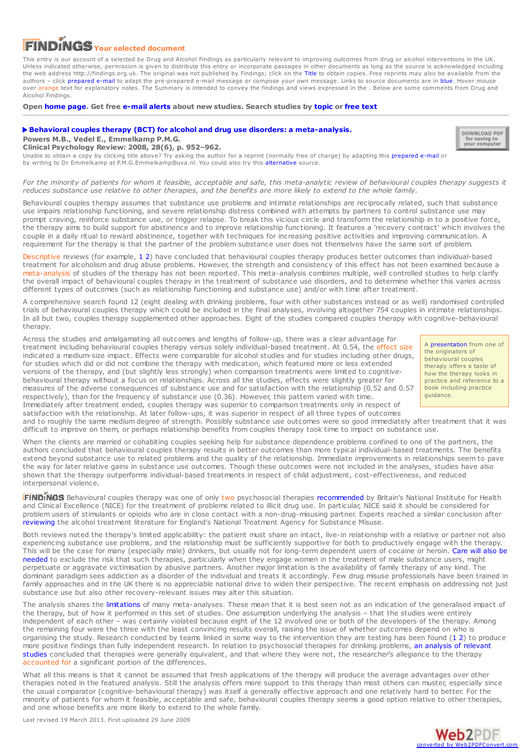# FINDINGS Your selected document

This entry is our account of a selected by Drug and Alcohol Findings as particularly relevant to improving outcomes from drug or alcohol interventions in the UK. Unless indicated otherwise, permission is given to distribute this entry or incorporate passages in other documents as long as the source is acknowledged including the web address http://findings.org.uk. The original was not published by Findings; click on the Title to obtain copies. Free reprints may also be available from the authors – click prepared e-mail to adapt the pre-prepared e-mail message or compose your own message. Links to source documents are in blue. Hover mouse over orange text for explanatory notes. The Summary is intended to convey the findings and views expressed in the . Below are some comments from Drug and Alcohol Findings.

**Open home page. Get free e-mail alerts about new studies. Search studies by topic or free text**

---

## Behavioral couples therapy (BCT) for alcohol and drug use disorders: a meta-analysis.

**Powers M.B., Vedel E., Emmelkamp P.M.G.**
**Clinical Psychology Review: 2008, 28(6), p. 952–962.**

Unable to obtain a copy by clicking title above? Try asking the author for a reprint (normally free of charge) by adapting this prepared e-mail or by writing to Dr Emmelkamp at P.M.G.Emmelkamp@uva.nl. You could also try this alternative source.

*For the minority of patients for whom it feasible, acceptable and safe, this meta-analytic review of behavioural couples therapy suggests it reduces substance use relative to other therapies, and the benefits are more likely to extend to the whole family.*

Behavioural couples therapy assumes that substance use problems and intimate relationships are reciprocally related, such that substance use impairs relationship functioning, and severe relationship distress combined with attempts by partners to control substance use may prompt craving, reinforce substance use, or trigger relapse. To break this vicious circle and transform the relationship in to a positive force, the therapy aims to build support for abstinence and to improve relationship functioning. It features a 'recovery contract' which involves the couple in a daily ritual to reward abstinence, together with techniques for increasing positive activities and improving communication. A requirement for the therapy is that the partner of the problem substance user does not themselves have the same sort of problem.

Descriptive reviews (for example, 1 2) have concluded that behavioural couples therapy produces better outcomes than individual-based treatment for alcoholism and drug abuse problems. However, the strength and consistency of this effect has not been examined because a meta-analysis of studies of the therapy has not been reported. This meta-analysis combines multiple, well controlled studies to help clarify the overall impact of behavioural couples therapy in the treatment of substance use disorders, and to determine whether this varies across different types of outcomes (such as relationship functioning and substance use) and/or with time after treatment.

A comprehensive search found 12 (eight dealing with drinking problems, four with other substances instead or as well) randomised controlled trials of behavioural couples therapy which could be included in the final analyses, involving altogether 754 couples in intimate relationships. In all but two, couples therapy supplemented other approaches. Eight of the studies compared couples therapy with cognitive-behavioural therapy.

Across the studies and amalgamating all outcomes and lengths of follow-up, there was a clear advantage for treatment including behavioural couples therapy versus solely individual-based treatment. At 0.54, the effect size indicated a medium-size impact. Effects were comparable for alcohol studies and for studies including other drugs, for studies which did or did not combine the therapy with medication, which featured more or less extended versions of the therapy, and (but slightly less strongly) when comparison treatments were limited to cognitive-behavioural therapy without a focus on relationships. Across all the studies, effects were slightly greater for measures of the adverse consequences of substance use and for satisfaction with the relationship (0.52 and 0.57 respectively), than for the frequency of substance use (0.36). However, this pattern varied with time. Immediately after treatment ended, couples therapy was superior to comparison treatments only in respect of satisfaction with the relationship. At later follow-ups, it was superior in respect of all three types of outcomes and to roughly the same medium degree of strength. Possibly substance use outcomes were so good immediately after treatment that it was difficult to improve on them, or perhaps relationship benefits from couples therapy took time to impact on substance use.

> A presentation from one of the originators of behavioural couples therapy offers a taste of how the therapy looks in practice and reference to a book including practice guidance.

When the clients are married or cohabiting couples seeking help for substance dependence problems confined to one of the partners, the authors concluded that behavioural couples therapy results in better outcomes than more typical individual-based treatments. The benefits extend beyond substance use to related problems and the quality of the relationship. Immediate improvements in relationships seem to pave the way for later relative gains in substance use outcomes. Though these outcomes were not included in the analyses, studies have also shown that the therapy outperforms individual-based treatments in respect of child adjustment, cost-effectiveness, and reduced interpersonal violence.

FINDINGS Behavioural couples therapy was one of only two psychosocial therapies recommended by Britain's National Institute for Health and Clinical Excellence (NICE) for the treatment of problems related to illicit drug use. In particular, NICE said it should be considered for problem users of stimulants or opioids who are in close contact with a non-drug-misusing partner. Experts reached a similar conclusion after reviewing the alcohol treatment literature for England's National Treatment Agency for Substance Misuse.

Both reviews noted the therapy's limited applicability: the patient must share an intact, live-in relationship with a relative or partner not also experiencing substance use problems, and the relationship must be sufficiently supportive for both to productively engage with the therapy. This will be the case for many (especially male) drinkers, but usually not for long-term dependent users of cocaine or heroin. Care will also be needed to exclude the risk that such therapies, particularly when they engage women in the treatment of male substance users, might perpetuate or aggravate victimisation by abusive partners. Another major limitation is the availability of family therapy of any kind. The dominant paradigm sees addiction as a disorder of the individual and treats it accordingly. Few drug misuse professionals have been trained in family approaches and in the UK there is no appreciable national drive to widen their perspective. The recent emphasis on addressing not just substance use but also other recovery-relevant issues may alter this situation.

The analysis shares the limitations of many meta-analyses. These mean that it is best seen not as an indication of the generalised impact of the therapy, but of how it performed in this set of studies. One assumption underlying the analysis – that the studies were entirely independent of each other – was certainly violated because eight of the 12 involved one or both of the developers of the therapy. Among the remaining four were the three with the least convincing results overall, raising the issue of whether outcomes depend on who is organising the study. Research conducted by teams linked in some way to the intervention they are testing has been found (1 2) to produce more positive findings than fully independent research. In relation to psychosocial therapies for drinking problems, an analysis of relevant studies concluded that therapies were generally equivalent, and that where they were not, the researcher's allegiance to the therapy accounted for a significant portion of the differences.

What all this means is that it cannot be assumed that fresh applications of the therapy will produce the average advantages over other therapies noted in the featured analysis. Still the analysis offers more support to this therapy than most others can muster, especially since the usual comparator (cognitive-behavioural therapy) was itself a generally effective approach and one relatively hard to better. For the minority of patients for whom it feasible, acceptable and safe, behavioural couples therapy seems a good option relative to other therapies, and one whose benefits are more likely to extend to the whole family.

Last revised 19 March 2013. First uploaded 29 June 2009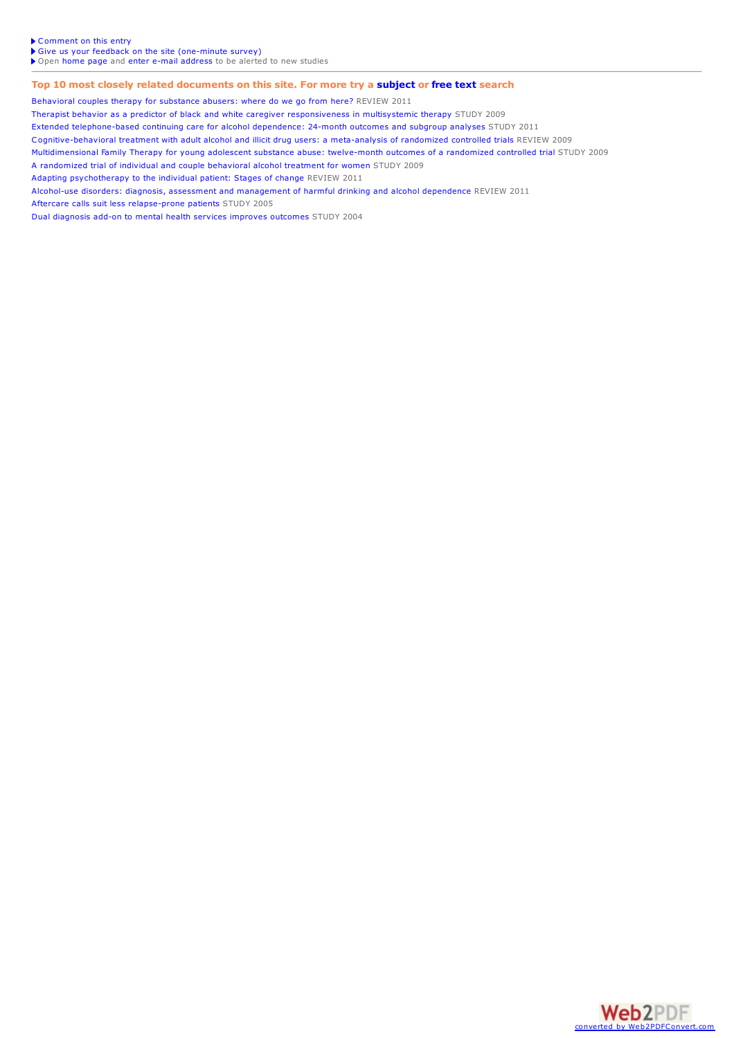- Comment on this entry
- Give us your feedback on the site (one-minute survey)
- Open home page and enter e-mail address to be alerted to new studies

---

## Top 10 most closely related documents on this site. For more try a subject or free text search

Behavioral couples therapy for substance abusers: where do we go from here? REVIEW 2011

Therapist behavior as a predictor of black and white caregiver responsiveness in multisystemic therapy STUDY 2009

Extended telephone-based continuing care for alcohol dependence: 24-month outcomes and subgroup analyses STUDY 2011

Cognitive-behavioral treatment with adult alcohol and illicit drug users: a meta-analysis of randomized controlled trials REVIEW 2009

Multidimensional Family Therapy for young adolescent substance abuse: twelve-month outcomes of a randomized controlled trial STUDY 2009

A randomized trial of individual and couple behavioral alcohol treatment for women STUDY 2009

Adapting psychotherapy to the individual patient: Stages of change REVIEW 2011

Alcohol-use disorders: diagnosis, assessment and management of harmful drinking and alcohol dependence REVIEW 2011

Aftercare calls suit less relapse-prone patients STUDY 2005

Dual diagnosis add-on to mental health services improves outcomes STUDY 2004